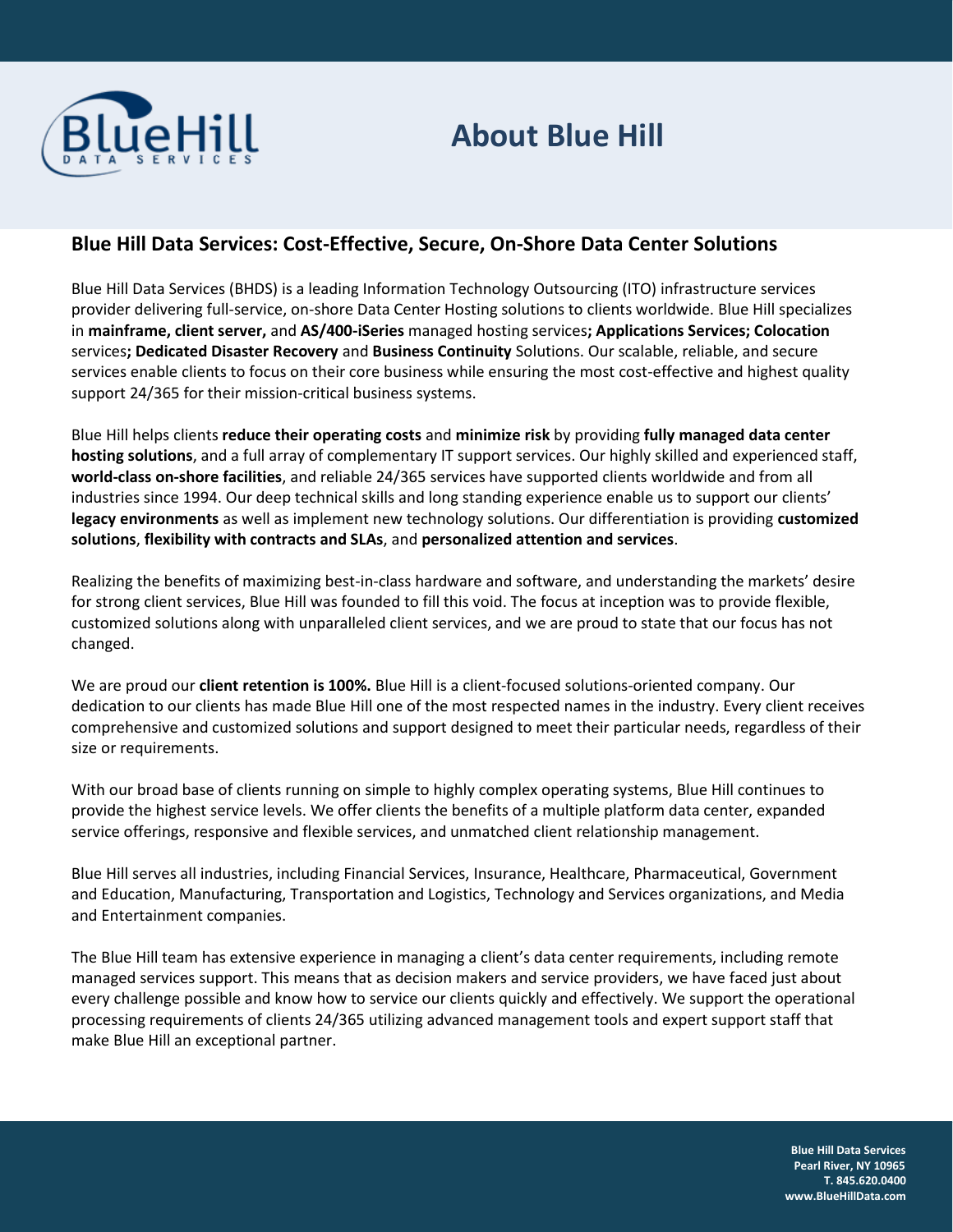# About Blue Hill

## Blue Hill Data Services: Cost-Effective, Secure, On-Shore Data Center Solutions

Blue Hill Data Services (BHDS) is a leading Information Technology Outsourcing (ITO) infrastructure services provider delivering full-service, on-shore Data Center Hosting solutions to clients worldwide. Blue Hill specializes in **mainframe, client server,** and **AS/400-iSeries** managed hosting services**; Applications Services; Colocation** services**; Dedicated Disaster Recovery** and **Business Continuity** Solutions. Our scalable, reliable, and secure services enable clients to focus on their core business while ensuring the most cost-effective and highest quality support 24/365 for their mission-critical business systems.

Blue Hill helps clients **reduce their operating costs** and **minimize risk** by providing **fully managed data center hosting solutions**, and a full array of complementary IT support services. Our highly skilled and experienced staff, **world-class on-shore facilities**, and reliable 24/365 services have supported clients worldwide and from all industries since 1994. Our deep technical skills and long standing experience enable us to support our clients' **legacy environments** as well as implement new technology solutions. Our differentiation is providing **customized solutions**, **flexibility with contracts and SLAs**, and **personalized attention and services**.

Realizing the benefits of maximizing best-in-class hardware and software, and understanding the markets' desire for strong client services, Blue Hill was founded to fill this void. The focus at inception was to provide flexible, customized solutions along with unparalleled client services, and we are proud to state that our focus has not changed.

We are proud our **client retention is 100%.** Blue Hill is a client-focused solutions-oriented company. Our dedication to our clients has made Blue Hill one of the most respected names in the industry. Every client receives comprehensive and customized solutions and support designed to meet their particular needs, regardless of their size or requirements.

With our broad base of clients running on simple to highly complex operating systems, Blue Hill continues to provide the highest service levels. We offer clients the benefits of a multiple platform data center, expanded service offerings, responsive and flexible services, and unmatched client relationship management.

Blue Hill serves all industries, including Financial Services, Insurance, Healthcare, Pharmaceutical, Government and Education, Manufacturing, Transportation and Logistics, Technology and Services organizations, and Media and Entertainment companies.

The Blue Hill team has extensive experience in managing a client's data center requirements, including remote managed services support. This means that as decision makers and service providers, we have faced just about every challenge possible and know how to service our clients quickly and effectively. We support the operational processing requirements of clients 24/365 utilizing advanced management tools and expert support staff that make Blue Hill an exceptional partner.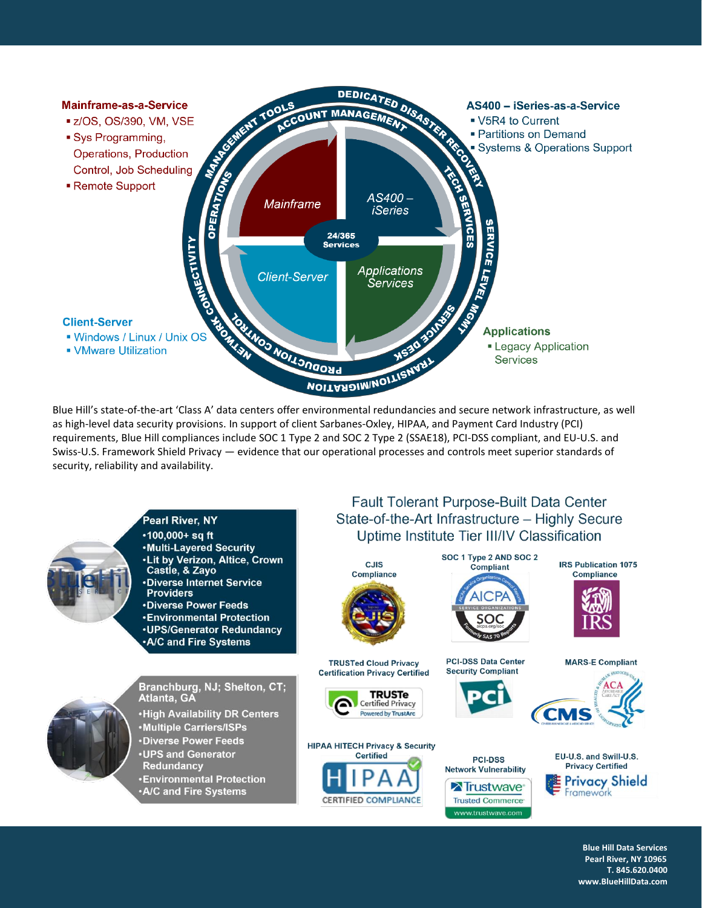## Mainframe-as-a-Service

- z/OS, OS/390, VM, VSE
- Sys Programming, Operations, Production Control, Job Scheduling
- Remote Support

## AS400 – iSeries-as-a-Service

- V5R4 to Current
- Partitions on Demand
- Systems & Operations Support

## Client-Server

- Windows / Linux / Unix OS
- VMware Utilization

## Applications

- Legacy Application Services

Mainframe

AS400 – iSeries

24/365 Services

Client-Server

Applications Services

DEDICATED DISASTER RECOVERY

ACCOUNT MANAGEMENT

MANAGEMENT TOOLS

OPERATIONS

NETWORK CONNECTIVITY

PRODUCTION CONTROL

TRANSITION/MIGRATION

SERVICE DESK

SERVICE LEVEL MGMT

TECH SERVICES

Blue Hill's state-of-the-art 'Class A' data centers offer environmental redundancies and secure network infrastructure, as well as high-level data security provisions. In support of client Sarbanes-Oxley, HIPAA, and Payment Card Industry (PCI) requirements, Blue Hill compliances include SOC 1 Type 2 and SOC 2 Type 2 (SSAE18), PCI-DSS compliant, and EU-U.S. and Swiss-U.S. Framework Shield Privacy — evidence that our operational processes and controls meet superior standards of security, reliability and availability.

### Pearl River, NY

- 100,000+ sq ft
- Multi-Layered Security
- Lit by Verizon, Altice, Crown Castle, & Zayo
- Diverse Internet Service Providers
- Diverse Power Feeds
- Environmental Protection
- UPS/Generator Redundancy
- A/C and Fire Systems

### Branchburg, NJ; Shelton, CT; Atlanta, GA

- High Availability DR Centers
- Multiple Carriers/ISPs
- Diverse Power Feeds
- UPS and Generator Redundancy
- Environmental Protection
- A/C and Fire Systems

## Fault Tolerant Purpose-Built Data Center State-of-the-Art Infrastructure – Highly Secure Uptime Institute Tier III/IV Classification

- CJIS Compliance
- SOC 1 Type 2 AND SOC 2 Compliant
- IRS Publication 1075 Compliance
- TRUSTed Cloud Privacy Certification Privacy Certified
- PCI-DSS Data Center Security Compliant
- MARS-E Compliant
- HIPAA HITECH Privacy & Security Certified
- PCI-DSS Network Vulnerability
- EU-U.S. and Swill-U.S. Privacy Certified

Blue Hill Data Services
Pearl River, NY 10965
T. 845.620.0400
www.BlueHillData.com